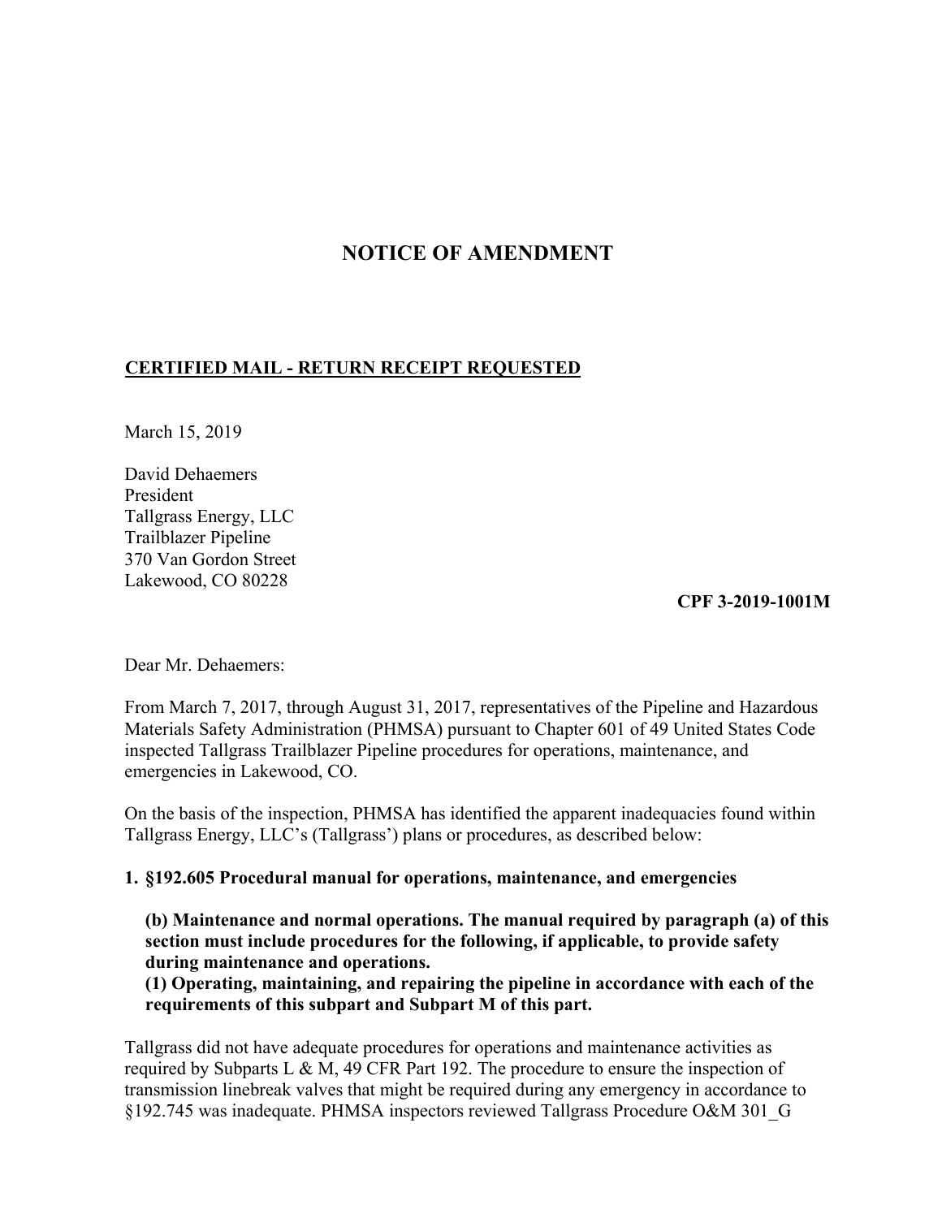# NOTICE OF AMENDMENT

**CERTIFIED MAIL - RETURN RECEIPT REQUESTED**

March 15, 2019

David Dehaemers
President
Tallgrass Energy, LLC
Trailblazer Pipeline
370 Van Gordon Street
Lakewood, CO 80228

**CPF 3-2019-1001M**

Dear Mr. Dehaemers:

From March 7, 2017, through August 31, 2017, representatives of the Pipeline and Hazardous Materials Safety Administration (PHMSA) pursuant to Chapter 601 of 49 United States Code inspected Tallgrass Trailblazer Pipeline procedures for operations, maintenance, and emergencies in Lakewood, CO.

On the basis of the inspection, PHMSA has identified the apparent inadequacies found within Tallgrass Energy, LLC's (Tallgrass') plans or procedures, as described below:

**1. §192.605 Procedural manual for operations, maintenance, and emergencies**

**(b) Maintenance and normal operations. The manual required by paragraph (a) of this section must include procedures for the following, if applicable, to provide safety during maintenance and operations.**
**(1) Operating, maintaining, and repairing the pipeline in accordance with each of the requirements of this subpart and Subpart M of this part.**

Tallgrass did not have adequate procedures for operations and maintenance activities as required by Subparts L & M, 49 CFR Part 192. The procedure to ensure the inspection of transmission linebreak valves that might be required during any emergency in accordance to §192.745 was inadequate. PHMSA inspectors reviewed Tallgrass Procedure O&M 301_G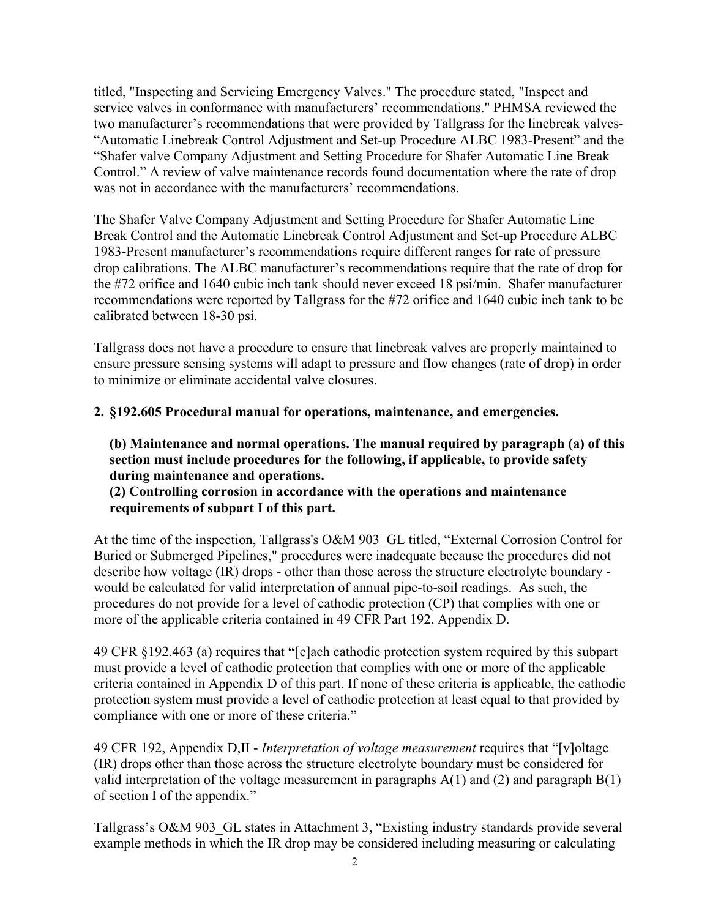titled, "Inspecting and Servicing Emergency Valves." The procedure stated, "Inspect and service valves in conformance with manufacturers' recommendations." PHMSA reviewed the two manufacturer's recommendations that were provided by Tallgrass for the linebreak valves- "Automatic Linebreak Control Adjustment and Set-up Procedure ALBC 1983-Present" and the "Shafer valve Company Adjustment and Setting Procedure for Shafer Automatic Line Break Control." A review of valve maintenance records found documentation where the rate of drop was not in accordance with the manufacturers' recommendations.

The Shafer Valve Company Adjustment and Setting Procedure for Shafer Automatic Line Break Control and the Automatic Linebreak Control Adjustment and Set-up Procedure ALBC 1983-Present manufacturer's recommendations require different ranges for rate of pressure drop calibrations. The ALBC manufacturer's recommendations require that the rate of drop for the #72 orifice and 1640 cubic inch tank should never exceed 18 psi/min. Shafer manufacturer recommendations were reported by Tallgrass for the #72 orifice and 1640 cubic inch tank to be calibrated between 18-30 psi.

Tallgrass does not have a procedure to ensure that linebreak valves are properly maintained to ensure pressure sensing systems will adapt to pressure and flow changes (rate of drop) in order to minimize or eliminate accidental valve closures.

**2. §192.605 Procedural manual for operations, maintenance, and emergencies.**

**(b) Maintenance and normal operations. The manual required by paragraph (a) of this section must include procedures for the following, if applicable, to provide safety during maintenance and operations.**

**(2) Controlling corrosion in accordance with the operations and maintenance requirements of subpart I of this part.**

At the time of the inspection, Tallgrass's O&M 903_GL titled, "External Corrosion Control for Buried or Submerged Pipelines," procedures were inadequate because the procedures did not describe how voltage (IR) drops - other than those across the structure electrolyte boundary - would be calculated for valid interpretation of annual pipe-to-soil readings. As such, the procedures do not provide for a level of cathodic protection (CP) that complies with one or more of the applicable criteria contained in 49 CFR Part 192, Appendix D.

49 CFR §192.463 (a) requires that **"**[e]ach cathodic protection system required by this subpart must provide a level of cathodic protection that complies with one or more of the applicable criteria contained in Appendix D of this part. If none of these criteria is applicable, the cathodic protection system must provide a level of cathodic protection at least equal to that provided by compliance with one or more of these criteria."

49 CFR 192, Appendix D,II - *Interpretation of voltage measurement* requires that "[v]oltage (IR) drops other than those across the structure electrolyte boundary must be considered for valid interpretation of the voltage measurement in paragraphs A(1) and (2) and paragraph B(1) of section I of the appendix."

Tallgrass's O&M 903_GL states in Attachment 3, "Existing industry standards provide several example methods in which the IR drop may be considered including measuring or calculating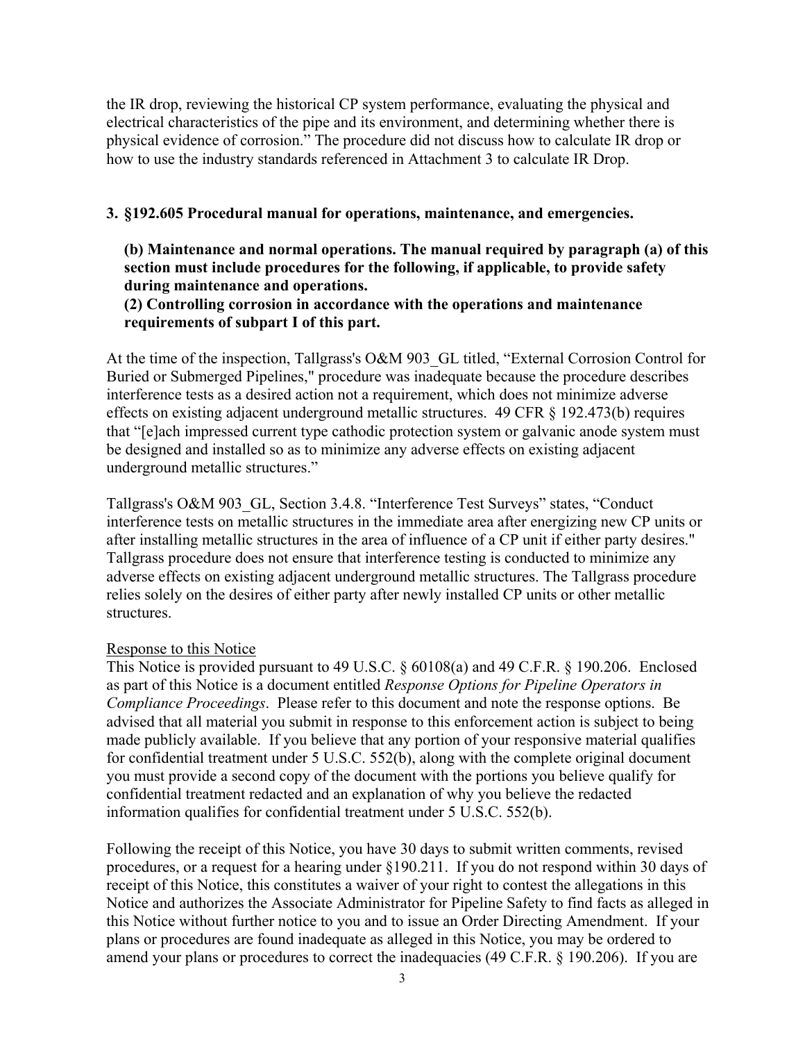the IR drop, reviewing the historical CP system performance, evaluating the physical and electrical characteristics of the pipe and its environment, and determining whether there is physical evidence of corrosion." The procedure did not discuss how to calculate IR drop or how to use the industry standards referenced in Attachment 3 to calculate IR Drop.

**3. §192.605 Procedural manual for operations, maintenance, and emergencies.**

**(b) Maintenance and normal operations. The manual required by paragraph (a) of this section must include procedures for the following, if applicable, to provide safety during maintenance and operations.**
**(2) Controlling corrosion in accordance with the operations and maintenance requirements of subpart I of this part.**

At the time of the inspection, Tallgrass's O&M 903_GL titled, "External Corrosion Control for Buried or Submerged Pipelines," procedure was inadequate because the procedure describes interference tests as a desired action not a requirement, which does not minimize adverse effects on existing adjacent underground metallic structures. 49 CFR § 192.473(b) requires that "[e]ach impressed current type cathodic protection system or galvanic anode system must be designed and installed so as to minimize any adverse effects on existing adjacent underground metallic structures."

Tallgrass's O&M 903_GL, Section 3.4.8. "Interference Test Surveys" states, "Conduct interference tests on metallic structures in the immediate area after energizing new CP units or after installing metallic structures in the area of influence of a CP unit if either party desires." Tallgrass procedure does not ensure that interference testing is conducted to minimize any adverse effects on existing adjacent underground metallic structures. The Tallgrass procedure relies solely on the desires of either party after newly installed CP units or other metallic structures.

Response to this Notice
This Notice is provided pursuant to 49 U.S.C. § 60108(a) and 49 C.F.R. § 190.206. Enclosed as part of this Notice is a document entitled *Response Options for Pipeline Operators in Compliance Proceedings*. Please refer to this document and note the response options. Be advised that all material you submit in response to this enforcement action is subject to being made publicly available. If you believe that any portion of your responsive material qualifies for confidential treatment under 5 U.S.C. 552(b), along with the complete original document you must provide a second copy of the document with the portions you believe qualify for confidential treatment redacted and an explanation of why you believe the redacted information qualifies for confidential treatment under 5 U.S.C. 552(b).

Following the receipt of this Notice, you have 30 days to submit written comments, revised procedures, or a request for a hearing under §190.211. If you do not respond within 30 days of receipt of this Notice, this constitutes a waiver of your right to contest the allegations in this Notice and authorizes the Associate Administrator for Pipeline Safety to find facts as alleged in this Notice without further notice to you and to issue an Order Directing Amendment. If your plans or procedures are found inadequate as alleged in this Notice, you may be ordered to amend your plans or procedures to correct the inadequacies (49 C.F.R. § 190.206). If you are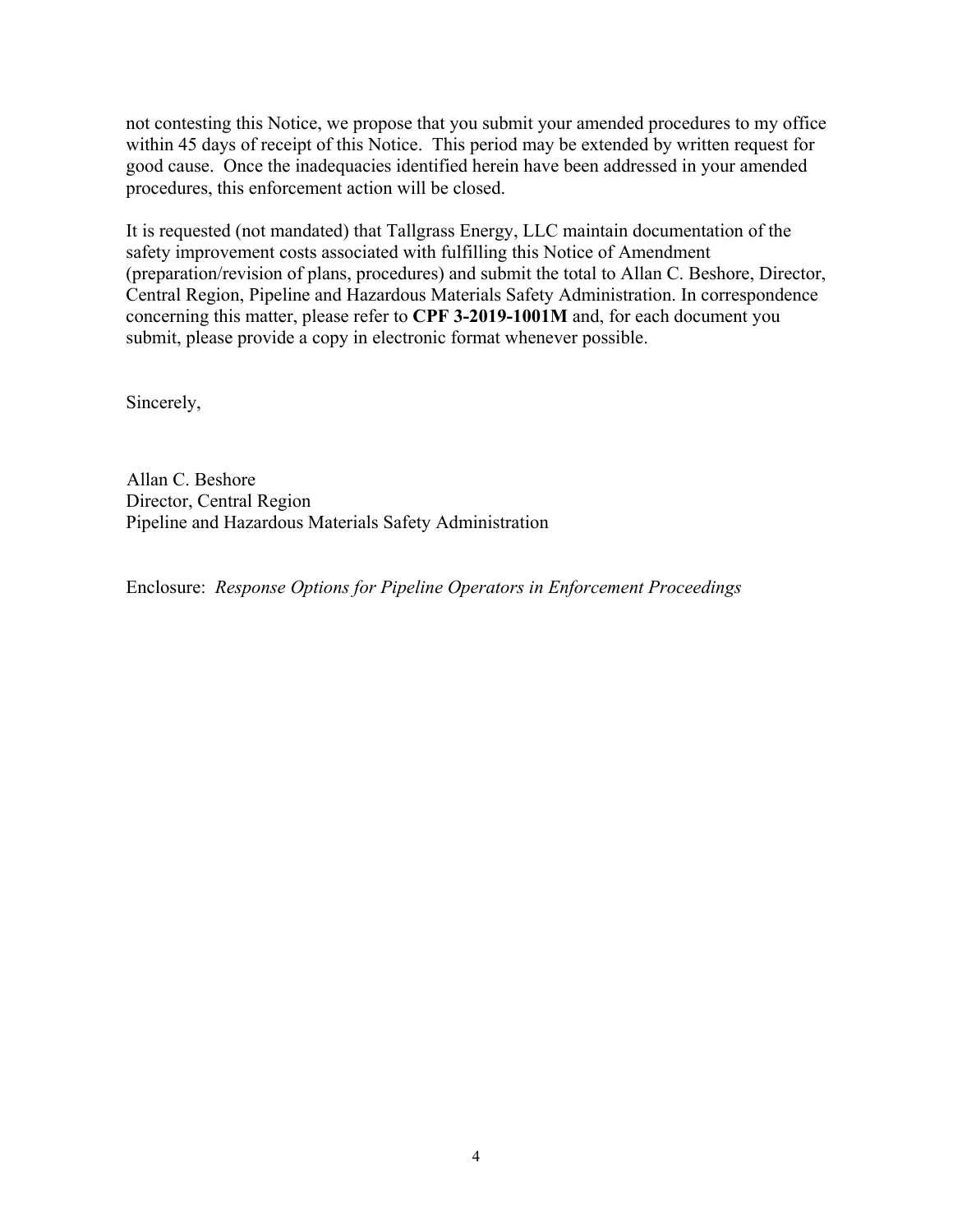not contesting this Notice, we propose that you submit your amended procedures to my office within 45 days of receipt of this Notice. This period may be extended by written request for good cause. Once the inadequacies identified herein have been addressed in your amended procedures, this enforcement action will be closed.

It is requested (not mandated) that Tallgrass Energy, LLC maintain documentation of the safety improvement costs associated with fulfilling this Notice of Amendment (preparation/revision of plans, procedures) and submit the total to Allan C. Beshore, Director, Central Region, Pipeline and Hazardous Materials Safety Administration. In correspondence concerning this matter, please refer to **CPF 3-2019-1001M** and, for each document you submit, please provide a copy in electronic format whenever possible.

Sincerely,

Allan C. Beshore
Director, Central Region
Pipeline and Hazardous Materials Safety Administration

Enclosure: *Response Options for Pipeline Operators in Enforcement Proceedings*